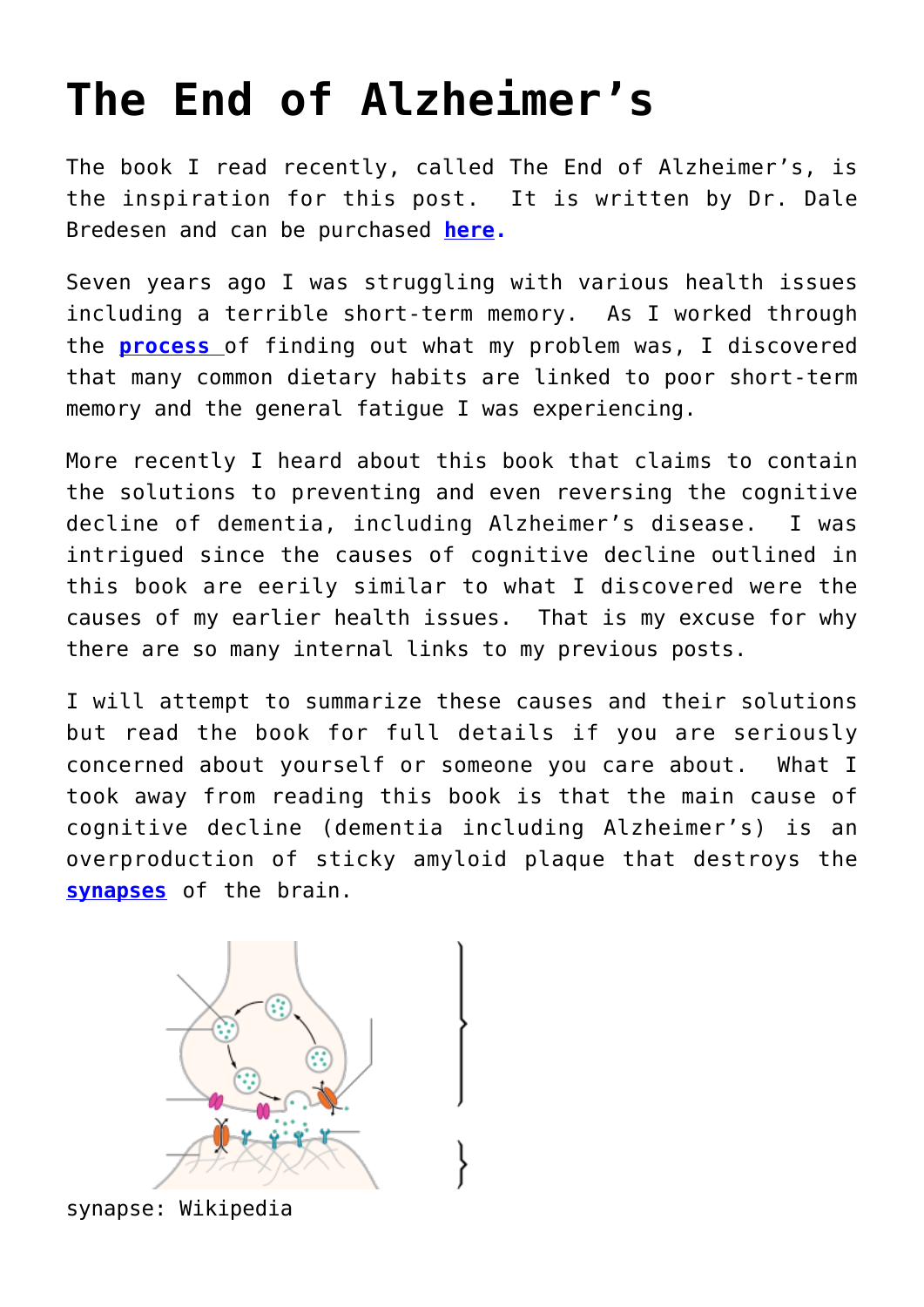# The End of Alzheimer's

The book I read recently, called The End of Alzheimer's, is the inspiration for this post. It is written by Dr. Dale Bredesen and can be purchased **here.**

Seven years ago I was struggling with various health issues including a terrible short-term memory. As I worked through the **process** of finding out what my problem was, I discovered that many common dietary habits are linked to poor short-term memory and the general fatigue I was experiencing.

More recently I heard about this book that claims to contain the solutions to preventing and even reversing the cognitive decline of dementia, including Alzheimer's disease. I was intrigued since the causes of cognitive decline outlined in this book are eerily similar to what I discovered were the causes of my earlier health issues. That is my excuse for why there are so many internal links to my previous posts.

I will attempt to summarize these causes and their solutions but read the book for full details if you are seriously concerned about yourself or someone you care about. What I took away from reading this book is that the main cause of cognitive decline (dementia including Alzheimer's) is an overproduction of sticky amyloid plaque that destroys the **synapses** of the brain.

synapse: Wikipedia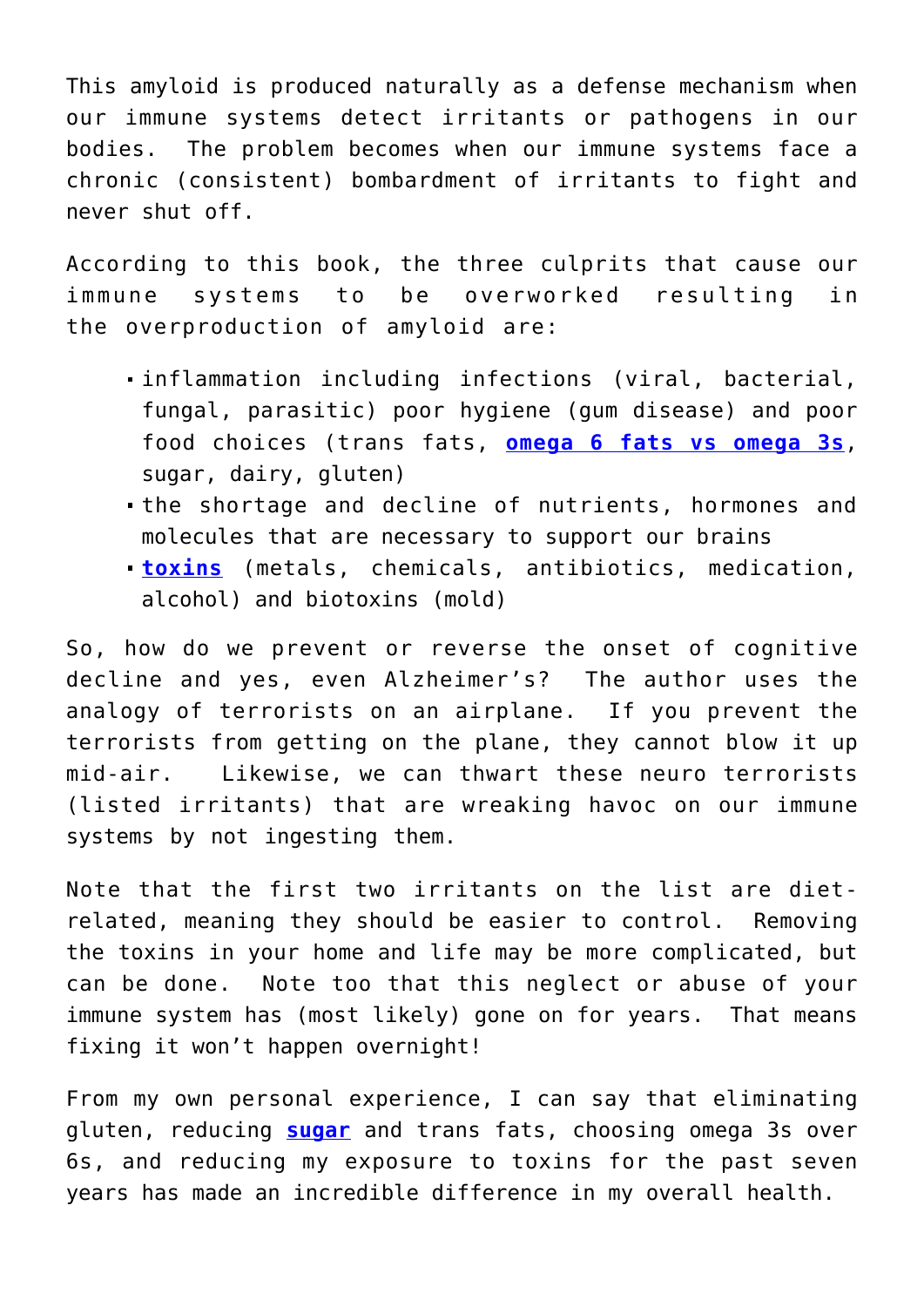This amyloid is produced naturally as a defense mechanism when our immune systems detect irritants or pathogens in our bodies. The problem becomes when our immune systems face a chronic (consistent) bombardment of irritants to fight and never shut off.

According to this book, the three culprits that cause our immune systems to be overworked resulting in the overproduction of amyloid are:

- inflammation including infections (viral, bacterial, fungal, parasitic) poor hygiene (gum disease) and poor food choices (trans fats, **omega 6 fats vs omega 3s**, sugar, dairy, gluten)
- the shortage and decline of nutrients, hormones and molecules that are necessary to support our brains
- **toxins** (metals, chemicals, antibiotics, medication, alcohol) and biotoxins (mold)

So, how do we prevent or reverse the onset of cognitive decline and yes, even Alzheimer's? The author uses the analogy of terrorists on an airplane. If you prevent the terrorists from getting on the plane, they cannot blow it up mid-air. Likewise, we can thwart these neuro terrorists (listed irritants) that are wreaking havoc on our immune systems by not ingesting them.

Note that the first two irritants on the list are diet-related, meaning they should be easier to control. Removing the toxins in your home and life may be more complicated, but can be done. Note too that this neglect or abuse of your immune system has (most likely) gone on for years. That means fixing it won't happen overnight!

From my own personal experience, I can say that eliminating gluten, reducing **sugar** and trans fats, choosing omega 3s over 6s, and reducing my exposure to toxins for the past seven years has made an incredible difference in my overall health.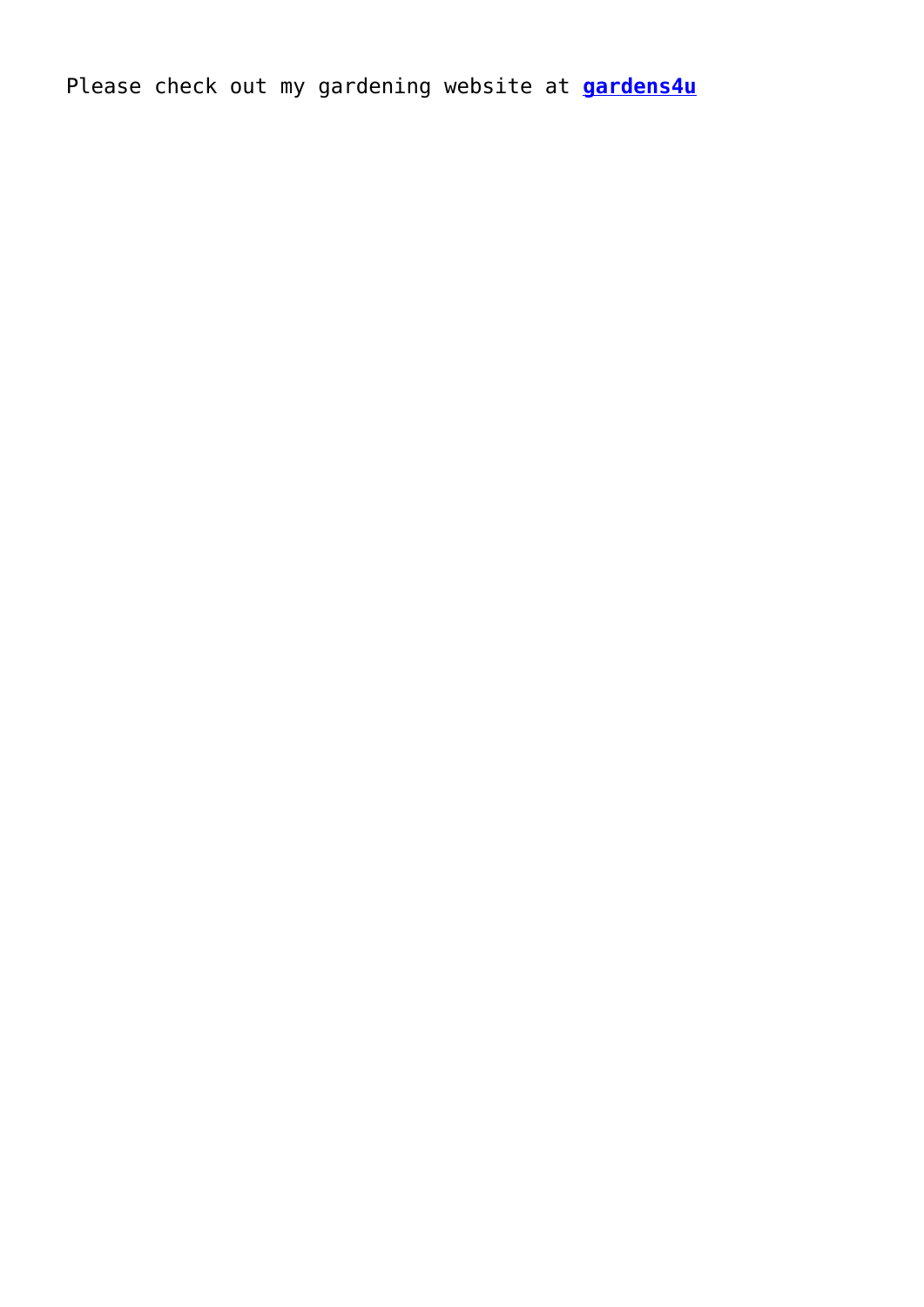Please check out my gardening website at **gardens4u**